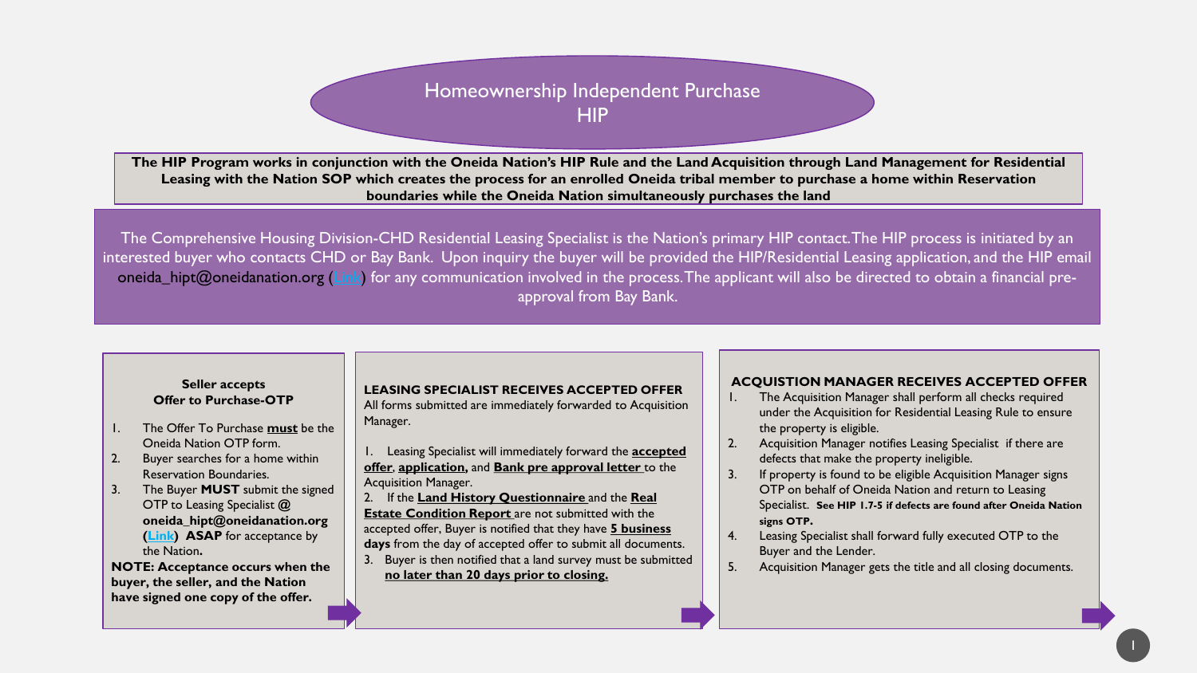# Homeownership Independent Purchase HIP

**The HIP Program works in conjunction with the Oneida Nation's HIP Rule and the Land Acquisition through Land Management for Residential Leasing with the Nation SOP which creates the process for an enrolled Oneida tribal member to purchase a home within Reservation boundaries while the Oneida Nation simultaneously purchases the land**

The Comprehensive Housing Division-CHD Residential Leasing Specialist is the Nation's primary HIP contact. The HIP process is initiated by an interested buyer who contacts CHD or Bay Bank. Upon inquiry the buyer will be provided the HIP/Residential Leasing application, and the HIP email oneida_hipt@oneidanation.org (Link) for any communication involved in the process. The applicant will also be directed to obtain a financial pre-approval from Bay Bank.

### Seller accepts Offer to Purchase-OTP

1. The Offer To Purchase **must** be the Oneida Nation OTP form.
2. Buyer searches for a home within Reservation Boundaries.
3. The Buyer **MUST** submit the signed OTP to Leasing Specialist **@ oneida_hipt@oneidanation.org (Link) ASAP** for acceptance by the Nation**.**

**NOTE: Acceptance occurs when the buyer, the seller, and the Nation have signed one copy of the offer.**

### LEASING SPECIALIST RECEIVES ACCEPTED OFFER

All forms submitted are immediately forwarded to Acquisition Manager.

1. Leasing Specialist will immediately forward the **accepted offer**, **application,** and **Bank pre approval letter** to the Acquisition Manager.
2. If the **Land History Questionnaire** and the **Real Estate Condition Report** are not submitted with the accepted offer, Buyer is notified that they have **5 business days** from the day of accepted offer to submit all documents.
3. Buyer is then notified that a land survey must be submitted **no later than 20 days prior to closing.**

### ACQUISTION MANAGER RECEIVES ACCEPTED OFFER

1. The Acquisition Manager shall perform all checks required under the Acquisition for Residential Leasing Rule to ensure the property is eligible.
2. Acquisition Manager notifies Leasing Specialist if there are defects that make the property ineligible.
3. If property is found to be eligible Acquisition Manager signs OTP on behalf of Oneida Nation and return to Leasing Specialist. **See HIP 1.7-5 if defects are found after Oneida Nation signs OTP.**
4. Leasing Specialist shall forward fully executed OTP to the Buyer and the Lender.
5. Acquisition Manager gets the title and all closing documents.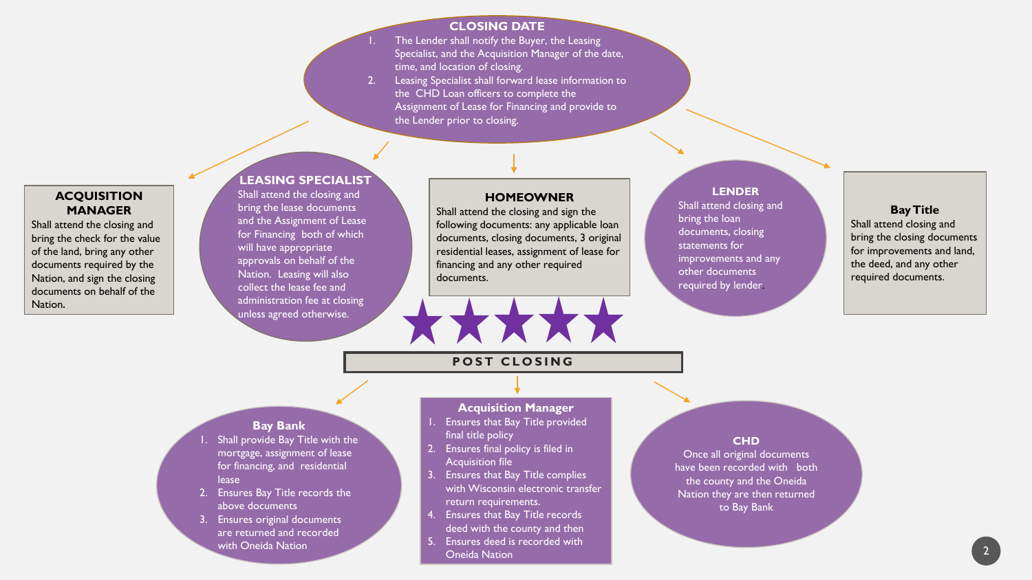## CLOSING DATE

1. The Lender shall notify the Buyer, the Leasing Specialist, and the Acquisition Manager of the date, time, and location of closing.
2. Leasing Specialist shall forward lease information to the CHD Loan officers to complete the Assignment of Lease for Financing and provide to the Lender prior to closing.

### ACQUISITION MANAGER

Shall attend the closing and bring the check for the value of the land, bring any other documents required by the Nation, and sign the closing documents on behalf of the Nation.

### LEASING SPECIALIST

Shall attend the closing and bring the lease documents and the Assignment of Lease for Financing both of which will have appropriate approvals on behalf of the Nation. Leasing will also collect the lease fee and administration fee at closing unless agreed otherwise.

### HOMEOWNER

Shall attend the closing and sign the following documents: any applicable loan documents, closing documents, 3 original residential leases, assignment of lease for financing and any other required documents.

### LENDER

Shall attend closing and bring the loan documents, closing statements for improvements and any other documents required by lender.

### Bay Title

Shall attend closing and bring the closing documents for improvements and land, the deed, and any other required documents.

## POST CLOSING

### Bay Bank

1. Shall provide Bay Title with the mortgage, assignment of lease for financing, and residential lease
2. Ensures Bay Title records the above documents
3. Ensures original documents are returned and recorded with Oneida Nation

### Acquisition Manager

1. Ensures that Bay Title provided final title policy
2. Ensures final policy is filed in Acquisition file
3. Ensures that Bay Title complies with Wisconsin electronic transfer return requirements.
4. Ensures that Bay Title records deed with the county and then
5. Ensures deed is recorded with Oneida Nation

### CHD

Once all original documents have been recorded with both the county and the Oneida Nation they are then returned to Bay Bank